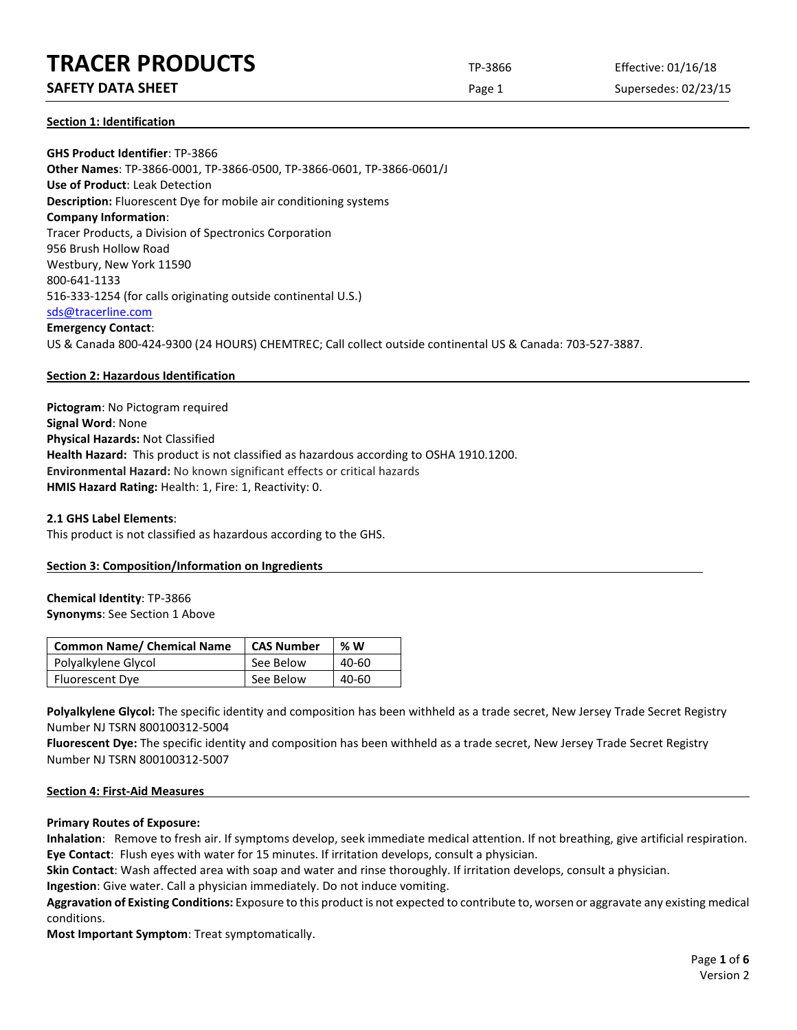# TRACER PRODUCTS

**SAFETY DATA SHEET**

TP-3866 Effective: 01/16/18 Supersedes: 02/23/15

## Section 1: Identification

**GHS Product Identifier**: TP-3866
**Other Names**: TP-3866-0001, TP-3866-0500, TP-3866-0601, TP-3866-0601/J
**Use of Product**: Leak Detection
**Description:** Fluorescent Dye for mobile air conditioning systems
**Company Information**:
Tracer Products, a Division of Spectronics Corporation
956 Brush Hollow Road
Westbury, New York 11590
800-641-1133
516-333-1254 (for calls originating outside continental U.S.)
sds@tracerline.com
**Emergency Contact**:
US & Canada 800-424-9300 (24 HOURS) CHEMTREC; Call collect outside continental US & Canada: 703-527-3887.

## Section 2: Hazardous Identification

**Pictogram**: No Pictogram required
**Signal Word**: None
**Physical Hazards:** Not Classified
**Health Hazard:** This product is not classified as hazardous according to OSHA 1910.1200.
**Environmental Hazard:** No known significant effects or critical hazards
**HMIS Hazard Rating:** Health: 1, Fire: 1, Reactivity: 0.

**2.1 GHS Label Elements**:
This product is not classified as hazardous according to the GHS.

## Section 3: Composition/Information on Ingredients

**Chemical Identity**: TP-3866
**Synonyms**: See Section 1 Above

| Common Name/ Chemical Name | CAS Number | % W |
| --- | --- | --- |
| Polyalkylene Glycol | See Below | 40-60 |
| Fluorescent Dye | See Below | 40-60 |

**Polyalkylene Glycol:** The specific identity and composition has been withheld as a trade secret, New Jersey Trade Secret Registry Number NJ TSRN 800100312-5004
**Fluorescent Dye:** The specific identity and composition has been withheld as a trade secret, New Jersey Trade Secret Registry Number NJ TSRN 800100312-5007

## Section 4: First-Aid Measures

**Primary Routes of Exposure:**
**Inhalation**: Remove to fresh air. If symptoms develop, seek immediate medical attention. If not breathing, give artificial respiration.
**Eye Contact**: Flush eyes with water for 15 minutes. If irritation develops, consult a physician.
**Skin Contact**: Wash affected area with soap and water and rinse thoroughly. If irritation develops, consult a physician.
**Ingestion**: Give water. Call a physician immediately. Do not induce vomiting.
**Aggravation of Existing Conditions:** Exposure to this product is not expected to contribute to, worsen or aggravate any existing medical conditions.
**Most Important Symptom**: Treat symptomatically.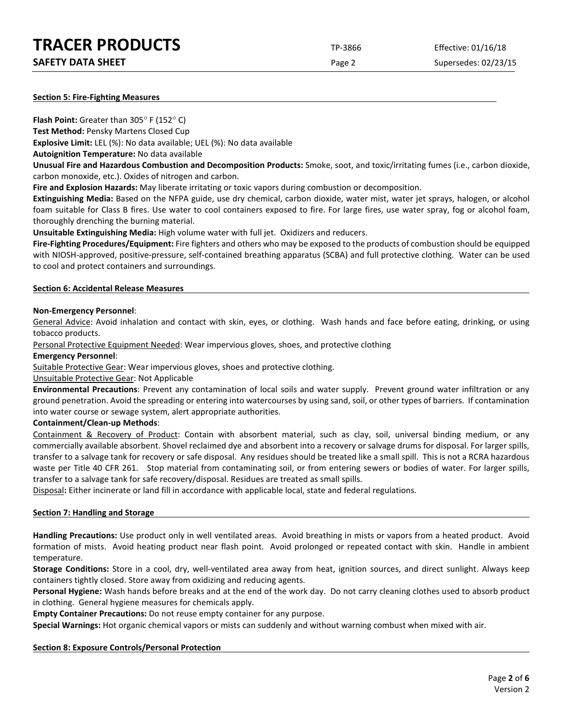## Section 5: Fire-Fighting Measures

**Flash Point:** Greater than 305° F (152° C)

**Test Method:** Pensky Martens Closed Cup

**Explosive Limit:** LEL (%): No data available; UEL (%): No data available

**Autoignition Temperature:** No data available

**Unusual Fire and Hazardous Combustion and Decomposition Products:** Smoke, soot, and toxic/irritating fumes (i.e., carbon dioxide, carbon monoxide, etc.). Oxides of nitrogen and carbon.

**Fire and Explosion Hazards:** May liberate irritating or toxic vapors during combustion or decomposition.

**Extinguishing Media:** Based on the NFPA guide, use dry chemical, carbon dioxide, water mist, water jet sprays, halogen, or alcohol foam suitable for Class B fires. Use water to cool containers exposed to fire. For large fires, use water spray, fog or alcohol foam, thoroughly drenching the burning material.

**Unsuitable Extinguishing Media:** High volume water with full jet. Oxidizers and reducers.

**Fire-Fighting Procedures/Equipment:** Fire fighters and others who may be exposed to the products of combustion should be equipped with NIOSH-approved, positive-pressure, self-contained breathing apparatus (SCBA) and full protective clothing. Water can be used to cool and protect containers and surroundings.

## Section 6: Accidental Release Measures

**Non-Emergency Personnel**:

General Advice: Avoid inhalation and contact with skin, eyes, or clothing. Wash hands and face before eating, drinking, or using tobacco products.

Personal Protective Equipment Needed: Wear impervious gloves, shoes, and protective clothing

**Emergency Personnel**:

Suitable Protective Gear: Wear impervious gloves, shoes and protective clothing.

Unsuitable Protective Gear: Not Applicable

**Environmental Precautions**: Prevent any contamination of local soils and water supply. Prevent ground water infiltration or any ground penetration. Avoid the spreading or entering into watercourses by using sand, soil, or other types of barriers. If contamination into water course or sewage system, alert appropriate authorities.

**Containment/Clean-up Methods**:

Containment & Recovery of Product: Contain with absorbent material, such as clay, soil, universal binding medium, or any commercially available absorbent. Shovel reclaimed dye and absorbent into a recovery or salvage drums for disposal. For larger spills, transfer to a salvage tank for recovery or safe disposal. Any residues should be treated like a small spill. This is not a RCRA hazardous waste per Title 40 CFR 261. Stop material from contaminating soil, or from entering sewers or bodies of water. For larger spills, transfer to a salvage tank for safe recovery/disposal. Residues are treated as small spills.

Disposal**:** Either incinerate or land fill in accordance with applicable local, state and federal regulations.

## Section 7: Handling and Storage

**Handling Precautions:** Use product only in well ventilated areas. Avoid breathing in mists or vapors from a heated product. Avoid formation of mists. Avoid heating product near flash point. Avoid prolonged or repeated contact with skin. Handle in ambient temperature.

**Storage Conditions:** Store in a cool, dry, well-ventilated area away from heat, ignition sources, and direct sunlight. Always keep containers tightly closed. Store away from oxidizing and reducing agents.

**Personal Hygiene:** Wash hands before breaks and at the end of the work day. Do not carry cleaning clothes used to absorb product in clothing. General hygiene measures for chemicals apply.

**Empty Container Precautions:** Do not reuse empty container for any purpose.

**Special Warnings:** Hot organic chemical vapors or mists can suddenly and without warning combust when mixed with air.

## Section 8: Exposure Controls/Personal Protection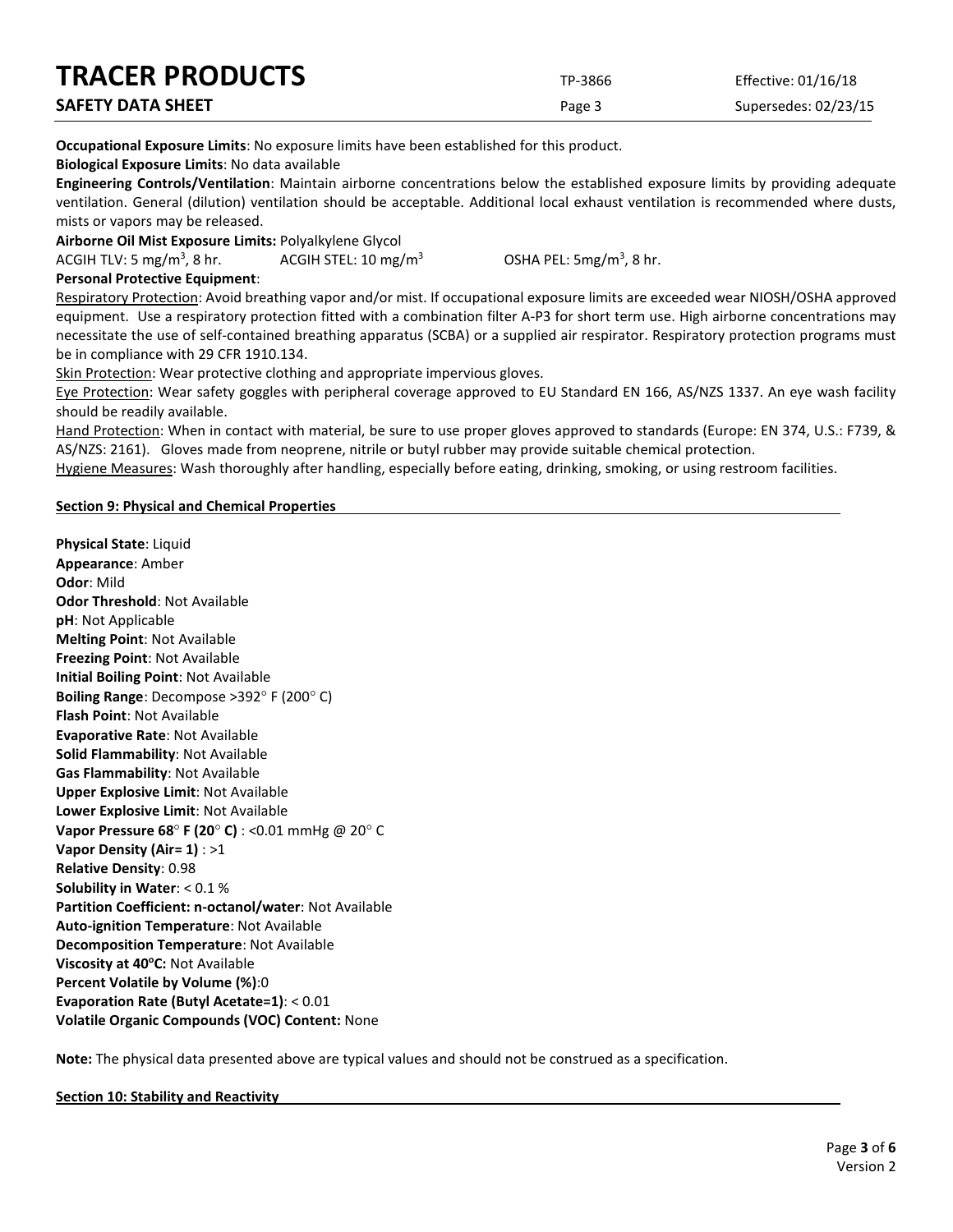**Occupational Exposure Limits**: No exposure limits have been established for this product.

**Biological Exposure Limits**: No data available

**Engineering Controls/Ventilation**: Maintain airborne concentrations below the established exposure limits by providing adequate ventilation. General (dilution) ventilation should be acceptable. Additional local exhaust ventilation is recommended where dusts, mists or vapors may be released.

**Airborne Oil Mist Exposure Limits:** Polyalkylene Glycol

ACGIH TLV: 5 mg/m$^3$, 8 hr. ACGIH STEL: 10 mg/m$^3$ OSHA PEL: 5mg/m$^3$, 8 hr.

**Personal Protective Equipment**:

Respiratory Protection: Avoid breathing vapor and/or mist. If occupational exposure limits are exceeded wear NIOSH/OSHA approved equipment. Use a respiratory protection fitted with a combination filter A-P3 for short term use. High airborne concentrations may necessitate the use of self-contained breathing apparatus (SCBA) or a supplied air respirator. Respiratory protection programs must be in compliance with 29 CFR 1910.134.

Skin Protection: Wear protective clothing and appropriate impervious gloves.

Eye Protection: Wear safety goggles with peripheral coverage approved to EU Standard EN 166, AS/NZS 1337. An eye wash facility should be readily available.

Hand Protection: When in contact with material, be sure to use proper gloves approved to standards (Europe: EN 374, U.S.: F739, & AS/NZS: 2161). Gloves made from neoprene, nitrile or butyl rubber may provide suitable chemical protection.

Hygiene Measures: Wash thoroughly after handling, especially before eating, drinking, smoking, or using restroom facilities.

## Section 9: Physical and Chemical Properties

**Physical State**: Liquid
**Appearance**: Amber
**Odor**: Mild
**Odor Threshold**: Not Available
**pH**: Not Applicable
**Melting Point**: Not Available
**Freezing Point**: Not Available
**Initial Boiling Point**: Not Available
**Boiling Range**: Decompose >392° F (200° C)
**Flash Point**: Not Available
**Evaporative Rate**: Not Available
**Solid Flammability**: Not Available
**Gas Flammability**: Not Available
**Upper Explosive Limit**: Not Available
**Lower Explosive Limit**: Not Available
**Vapor Pressure 68° F (20° C)** : <0.01 mmHg @ 20° C
**Vapor Density (Air= 1)** : >1
**Relative Density**: 0.98
**Solubility in Water**: < 0.1 %
**Partition Coefficient: n-octanol/water**: Not Available
**Auto-ignition Temperature**: Not Available
**Decomposition Temperature**: Not Available
**Viscosity at 40°C:** Not Available
**Percent Volatile by Volume (%)**:0
**Evaporation Rate (Butyl Acetate=1)**: < 0.01
**Volatile Organic Compounds (VOC) Content:** None

**Note:** The physical data presented above are typical values and should not be construed as a specification.

## Section 10: Stability and Reactivity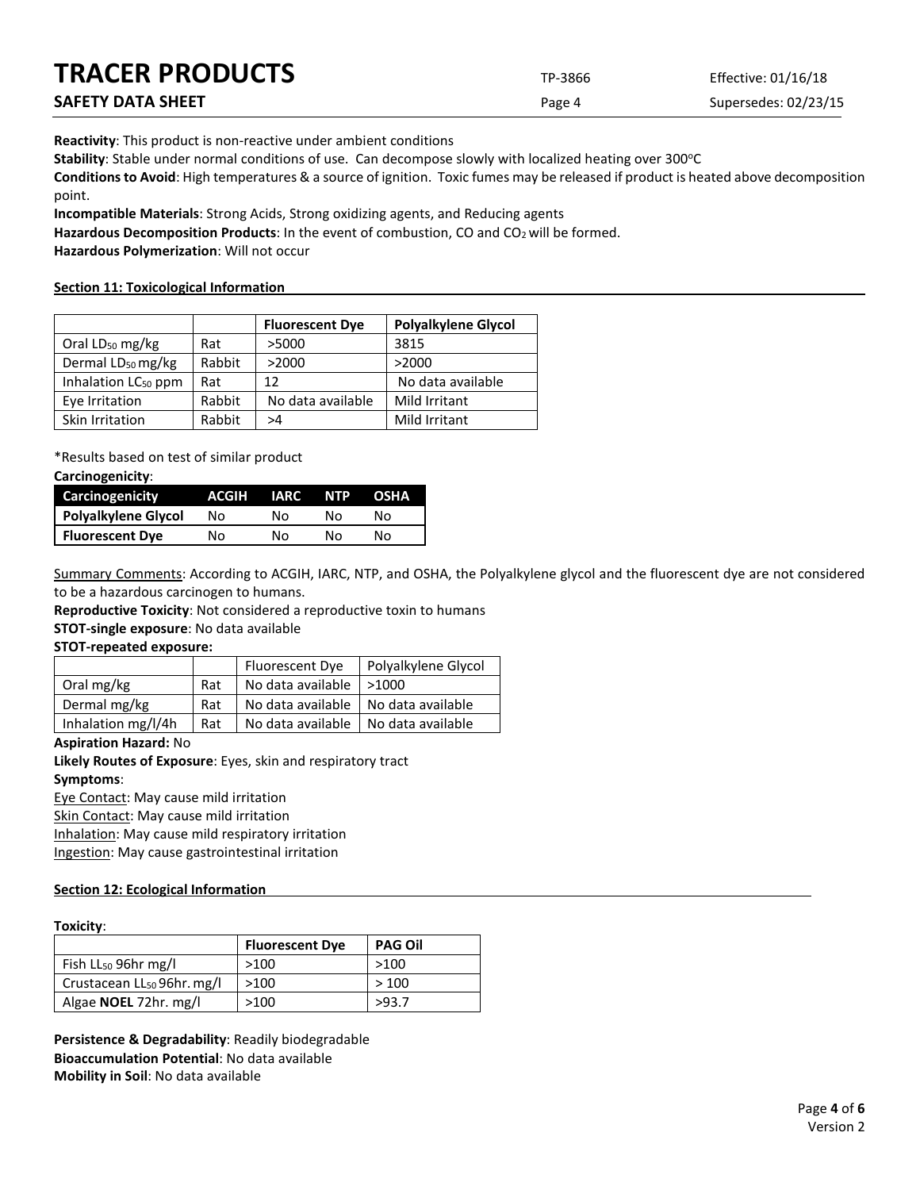**Reactivity**: This product is non-reactive under ambient conditions

**Stability**: Stable under normal conditions of use. Can decompose slowly with localized heating over 300°C

**Conditions to Avoid**: High temperatures & a source of ignition. Toxic fumes may be released if product is heated above decomposition point.

**Incompatible Materials**: Strong Acids, Strong oxidizing agents, and Reducing agents

**Hazardous Decomposition Products**: In the event of combustion, CO and $CO_2$ will be formed.

**Hazardous Polymerization**: Will not occur

## Section 11: Toxicological Information

| | | Fluorescent Dye | Polyalkylene Glycol |
|---|---|---|---|
| Oral $LD_{50}$ mg/kg | Rat | >5000 | 3815 |
| Dermal $LD_{50}$ mg/kg | Rabbit | >2000 | >2000 |
| Inhalation $LC_{50}$ ppm | Rat | 12 | No data available |
| Eye Irritation | Rabbit | No data available | Mild Irritant |
| Skin Irritation | Rabbit | >4 | Mild Irritant |

*Results based on test of similar product

**Carcinogenicity**:

| Carcinogenicity | ACGIH | IARC | NTP | OSHA |
|---|---|---|---|---|
| **Polyalkylene Glycol** | No | No | No | No |
| **Fluorescent Dye** | No | No | No | No |

Summary Comments: According to ACGIH, IARC, NTP, and OSHA, the Polyalkylene glycol and the fluorescent dye are not considered to be a hazardous carcinogen to humans.

**Reproductive Toxicity**: Not considered a reproductive toxin to humans

**STOT-single exposure**: No data available

**STOT-repeated exposure:**

| | | Fluorescent Dye | Polyalkylene Glycol |
|---|---|---|---|
| Oral mg/kg | Rat | No data available | >1000 |
| Dermal mg/kg | Rat | No data available | No data available |
| Inhalation mg/l/4h | Rat | No data available | No data available |

**Aspiration Hazard:** No

**Likely Routes of Exposure**: Eyes, skin and respiratory tract

**Symptoms**:

Eye Contact: May cause mild irritation

Skin Contact: May cause mild irritation

Inhalation: May cause mild respiratory irritation

Ingestion: May cause gastrointestinal irritation

## Section 12: Ecological Information

**Toxicity**:

| | Fluorescent Dye | PAG Oil |
|---|---|---|
| Fish $LL_{50}$ 96hr mg/l | >100 | >100 |
| Crustacean $LL_{50}$ 96hr. mg/l | >100 | > 100 |
| Algae **NOEL** 72hr. mg/l | >100 | >93.7 |

**Persistence & Degradability**: Readily biodegradable

**Bioaccumulation Potential**: No data available

**Mobility in Soil**: No data available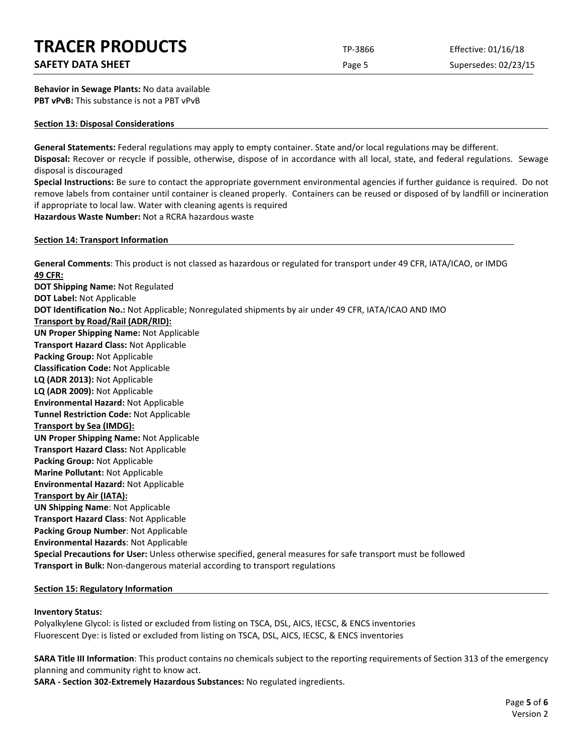**Behavior in Sewage Plants:** No data available
**PBT vPvB:** This substance is not a PBT vPvB

## Section 13: Disposal Considerations

**General Statements:** Federal regulations may apply to empty container. State and/or local regulations may be different.
**Disposal:** Recover or recycle if possible, otherwise, dispose of in accordance with all local, state, and federal regulations. Sewage disposal is discouraged
**Special Instructions:** Be sure to contact the appropriate government environmental agencies if further guidance is required. Do not remove labels from container until container is cleaned properly. Containers can be reused or disposed of by landfill or incineration if appropriate to local law. Water with cleaning agents is required
**Hazardous Waste Number:** Not a RCRA hazardous waste

## Section 14: Transport Information

**General Comments**: This product is not classed as hazardous or regulated for transport under 49 CFR, IATA/ICAO, or IMDG
**49 CFR:**
**DOT Shipping Name:** Not Regulated
**DOT Label:** Not Applicable
**DOT Identification No.:** Not Applicable; Nonregulated shipments by air under 49 CFR, IATA/ICAO AND IMO
**Transport by Road/Rail (ADR/RID):**
**UN Proper Shipping Name:** Not Applicable
**Transport Hazard Class:** Not Applicable
**Packing Group:** Not Applicable
**Classification Code:** Not Applicable
**LQ (ADR 2013):** Not Applicable
**LQ (ADR 2009):** Not Applicable
**Environmental Hazard:** Not Applicable
**Tunnel Restriction Code:** Not Applicable
**Transport by Sea (IMDG):**
**UN Proper Shipping Name:** Not Applicable
**Transport Hazard Class:** Not Applicable
**Packing Group:** Not Applicable
**Marine Pollutant:** Not Applicable
**Environmental Hazard:** Not Applicable
**Transport by Air (IATA):**
**UN Shipping Name**: Not Applicable
**Transport Hazard Class**: Not Applicable
**Packing Group Number**: Not Applicable
**Environmental Hazards**: Not Applicable
**Special Precautions for User:** Unless otherwise specified, general measures for safe transport must be followed
**Transport in Bulk:** Non-dangerous material according to transport regulations

## Section 15: Regulatory Information

**Inventory Status:**
Polyalkylene Glycol: is listed or excluded from listing on TSCA, DSL, AICS, IECSC, & ENCS inventories
Fluorescent Dye: is listed or excluded from listing on TSCA, DSL, AICS, IECSC, & ENCS inventories

**SARA Title III Information**: This product contains no chemicals subject to the reporting requirements of Section 313 of the emergency planning and community right to know act.
**SARA - Section 302-Extremely Hazardous Substances:** No regulated ingredients.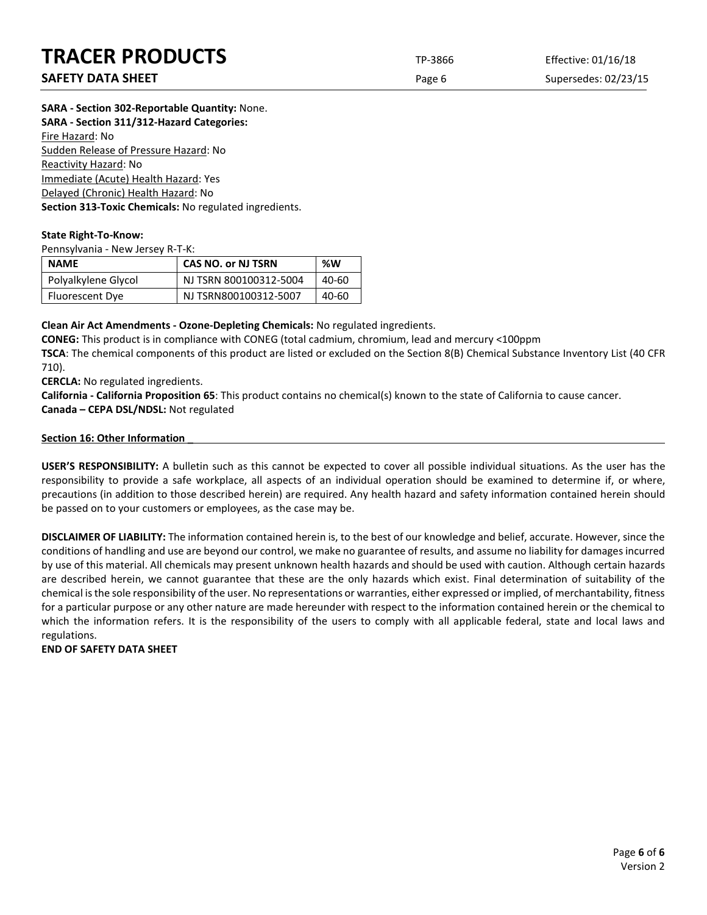**SARA - Section 302-Reportable Quantity:** None.

**SARA - Section 311/312-Hazard Categories:**

Fire Hazard: No

Sudden Release of Pressure Hazard: No

Reactivity Hazard: No

Immediate (Acute) Health Hazard: Yes

Delayed (Chronic) Health Hazard: No

**Section 313-Toxic Chemicals:** No regulated ingredients.

**State Right-To-Know:**

Pennsylvania - New Jersey R-T-K:

| NAME | CAS NO. or NJ TSRN | %W |
|---|---|---|
| Polyalkylene Glycol | NJ TSRN 800100312-5004 | 40-60 |
| Fluorescent Dye | NJ TSRN800100312-5007 | 40-60 |

**Clean Air Act Amendments - Ozone-Depleting Chemicals:** No regulated ingredients.

**CONEG:** This product is in compliance with CONEG (total cadmium, chromium, lead and mercury <100ppm

**TSCA**: The chemical components of this product are listed or excluded on the Section 8(B) Chemical Substance Inventory List (40 CFR 710).

**CERCLA:** No regulated ingredients.

**California - California Proposition 65**: This product contains no chemical(s) known to the state of California to cause cancer.

**Canada – CEPA DSL/NDSL:** Not regulated

## Section 16: Other Information

**USER'S RESPONSIBILITY:** A bulletin such as this cannot be expected to cover all possible individual situations. As the user has the responsibility to provide a safe workplace, all aspects of an individual operation should be examined to determine if, or where, precautions (in addition to those described herein) are required. Any health hazard and safety information contained herein should be passed on to your customers or employees, as the case may be.

**DISCLAIMER OF LIABILITY:** The information contained herein is, to the best of our knowledge and belief, accurate. However, since the conditions of handling and use are beyond our control, we make no guarantee of results, and assume no liability for damages incurred by use of this material. All chemicals may present unknown health hazards and should be used with caution. Although certain hazards are described herein, we cannot guarantee that these are the only hazards which exist. Final determination of suitability of the chemical is the sole responsibility of the user. No representations or warranties, either expressed or implied, of merchantability, fitness for a particular purpose or any other nature are made hereunder with respect to the information contained herein or the chemical to which the information refers. It is the responsibility of the users to comply with all applicable federal, state and local laws and regulations.

**END OF SAFETY DATA SHEET**